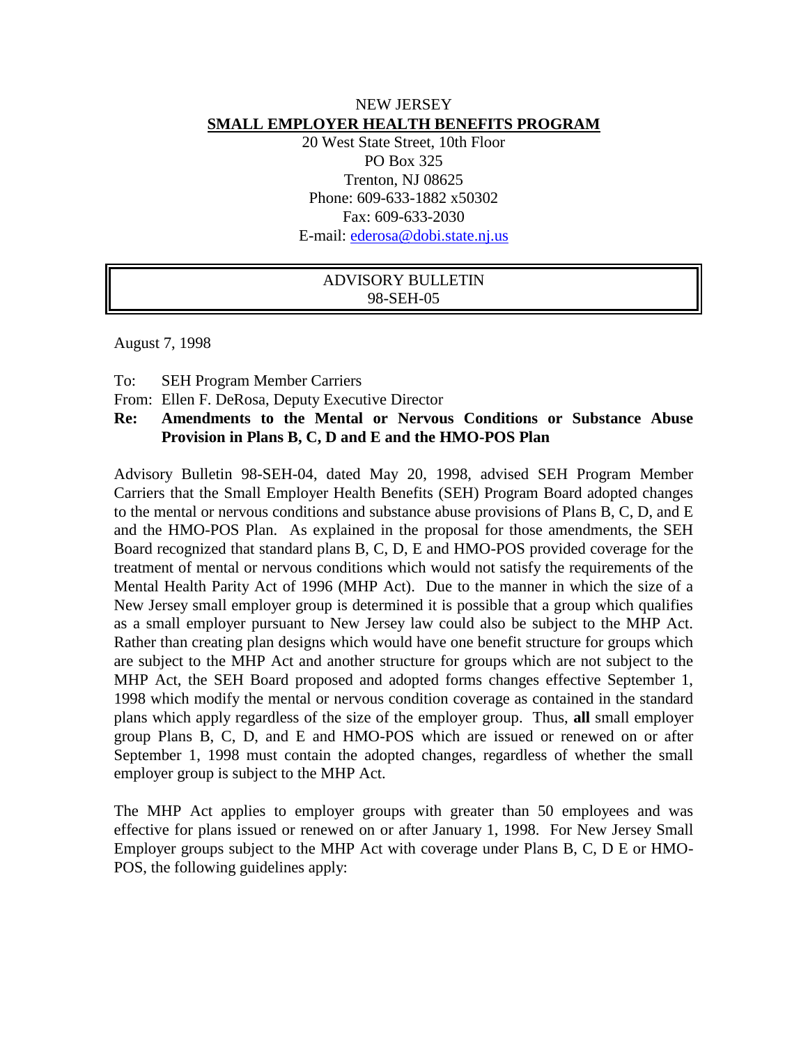NEW JERSEY

**SMALL EMPLOYER HEALTH BENEFITS PROGRAM**

20 West State Street, 10th Floor
PO Box 325
Trenton, NJ 08625
Phone: 609-633-1882 x50302
Fax: 609-633-2030
E-mail: ederosa@dobi.state.nj.us

ADVISORY BULLETIN
98-SEH-05

August 7, 1998

To: SEH Program Member Carriers

From: Ellen F. DeRosa, Deputy Executive Director

**Re: Amendments to the Mental or Nervous Conditions or Substance Abuse Provision in Plans B, C, D and E and the HMO-POS Plan**

Advisory Bulletin 98-SEH-04, dated May 20, 1998, advised SEH Program Member Carriers that the Small Employer Health Benefits (SEH) Program Board adopted changes to the mental or nervous conditions and substance abuse provisions of Plans B, C, D, and E and the HMO-POS Plan. As explained in the proposal for those amendments, the SEH Board recognized that standard plans B, C, D, E and HMO-POS provided coverage for the treatment of mental or nervous conditions which would not satisfy the requirements of the Mental Health Parity Act of 1996 (MHP Act). Due to the manner in which the size of a New Jersey small employer group is determined it is possible that a group which qualifies as a small employer pursuant to New Jersey law could also be subject to the MHP Act. Rather than creating plan designs which would have one benefit structure for groups which are subject to the MHP Act and another structure for groups which are not subject to the MHP Act, the SEH Board proposed and adopted forms changes effective September 1, 1998 which modify the mental or nervous condition coverage as contained in the standard plans which apply regardless of the size of the employer group. Thus, **all** small employer group Plans B, C, D, and E and HMO-POS which are issued or renewed on or after September 1, 1998 must contain the adopted changes, regardless of whether the small employer group is subject to the MHP Act.

The MHP Act applies to employer groups with greater than 50 employees and was effective for plans issued or renewed on or after January 1, 1998. For New Jersey Small Employer groups subject to the MHP Act with coverage under Plans B, C, D E or HMO-POS, the following guidelines apply: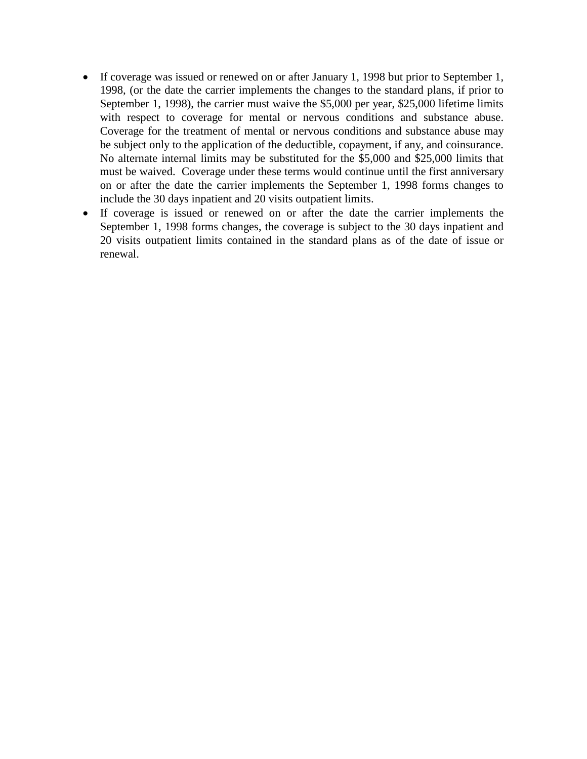- If coverage was issued or renewed on or after January 1, 1998 but prior to September 1, 1998, (or the date the carrier implements the changes to the standard plans, if prior to September 1, 1998), the carrier must waive the $5,000 per year, $25,000 lifetime limits with respect to coverage for mental or nervous conditions and substance abuse. Coverage for the treatment of mental or nervous conditions and substance abuse may be subject only to the application of the deductible, copayment, if any, and coinsurance. No alternate internal limits may be substituted for the $5,000 and $25,000 limits that must be waived. Coverage under these terms would continue until the first anniversary on or after the date the carrier implements the September 1, 1998 forms changes to include the 30 days inpatient and 20 visits outpatient limits.
- If coverage is issued or renewed on or after the date the carrier implements the September 1, 1998 forms changes, the coverage is subject to the 30 days inpatient and 20 visits outpatient limits contained in the standard plans as of the date of issue or renewal.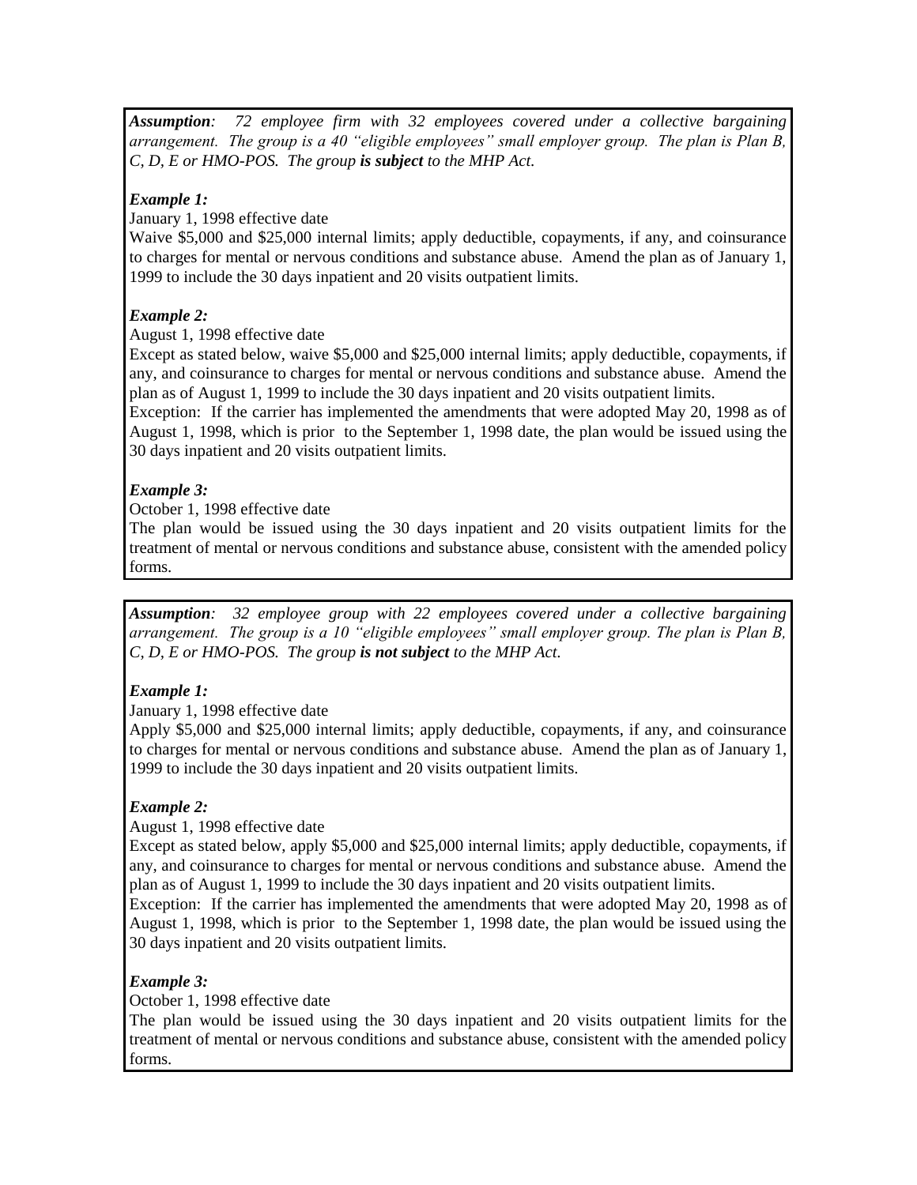***Assumption**:  72 employee firm with 32 employees covered under a collective bargaining arrangement.  The group is a 40 "eligible employees" small employer group.  The plan is Plan B, C, D, E or HMO-POS.  The group **is subject** to the MHP Act.*

***Example 1:***

January 1, 1998 effective date

Waive $5,000 and $25,000 internal limits; apply deductible, copayments, if any, and coinsurance to charges for mental or nervous conditions and substance abuse.  Amend the plan as of January 1, 1999 to include the 30 days inpatient and 20 visits outpatient limits.

***Example 2:***

August 1, 1998 effective date

Except as stated below, waive $5,000 and $25,000 internal limits; apply deductible, copayments, if any, and coinsurance to charges for mental or nervous conditions and substance abuse.  Amend the plan as of August 1, 1999 to include the 30 days inpatient and 20 visits outpatient limits.

Exception:  If the carrier has implemented the amendments that were adopted May 20, 1998 as of August 1, 1998, which is prior  to the September 1, 1998 date, the plan would be issued using the 30 days inpatient and 20 visits outpatient limits.

***Example 3:***

October 1, 1998 effective date

The plan would be issued using the 30 days inpatient and 20 visits outpatient limits for the treatment of mental or nervous conditions and substance abuse, consistent with the amended policy forms.

***Assumption**:  32 employee group with 22 employees covered under a collective bargaining arrangement.  The group is a 10 "eligible employees" small employer group. The plan is Plan B, C, D, E or HMO-POS.  The group **is not subject** to the MHP Act.*

***Example 1:***

January 1, 1998 effective date

Apply $5,000 and $25,000 internal limits; apply deductible, copayments, if any, and coinsurance to charges for mental or nervous conditions and substance abuse.  Amend the plan as of January 1, 1999 to include the 30 days inpatient and 20 visits outpatient limits.

***Example 2:***

August 1, 1998 effective date

Except as stated below, apply $5,000 and $25,000 internal limits; apply deductible, copayments, if any, and coinsurance to charges for mental or nervous conditions and substance abuse.  Amend the plan as of August 1, 1999 to include the 30 days inpatient and 20 visits outpatient limits.

Exception:  If the carrier has implemented the amendments that were adopted May 20, 1998 as of August 1, 1998, which is prior  to the September 1, 1998 date, the plan would be issued using the 30 days inpatient and 20 visits outpatient limits.

***Example 3:***

October 1, 1998 effective date

The plan would be issued using the 30 days inpatient and 20 visits outpatient limits for the treatment of mental or nervous conditions and substance abuse, consistent with the amended policy forms.